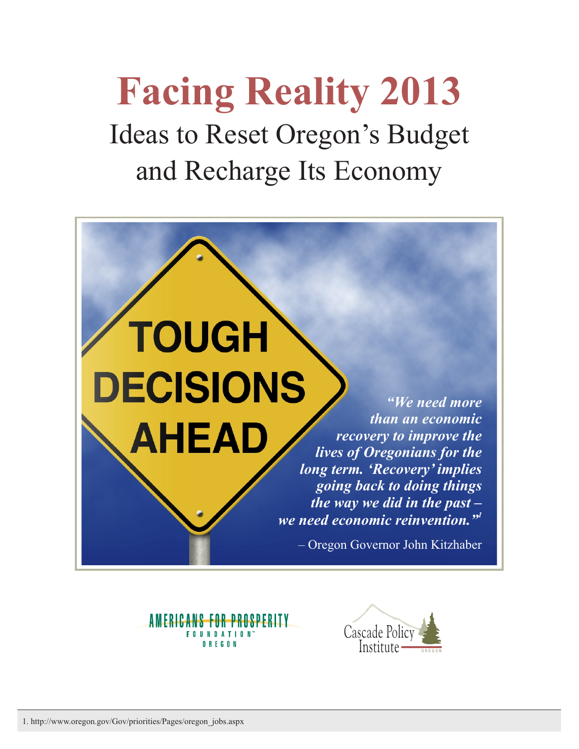# Facing Reality 2013

## Ideas to Reset Oregon's Budget and Recharge Its Economy

TOUGH DECISIONS AHEAD

***"We need more than an economic recovery to improve the lives of Oregonians for the long term. 'Recovery' implies going back to doing things the way we did in the past – we need economic reinvention."***[1]

– Oregon Governor John Kitzhaber

AMERICANS FOR PROSPERITY FOUNDATION™ OREGON

Cascade Policy Institute OREGON

1. http://www.oregon.gov/Gov/priorities/Pages/oregon_jobs.aspx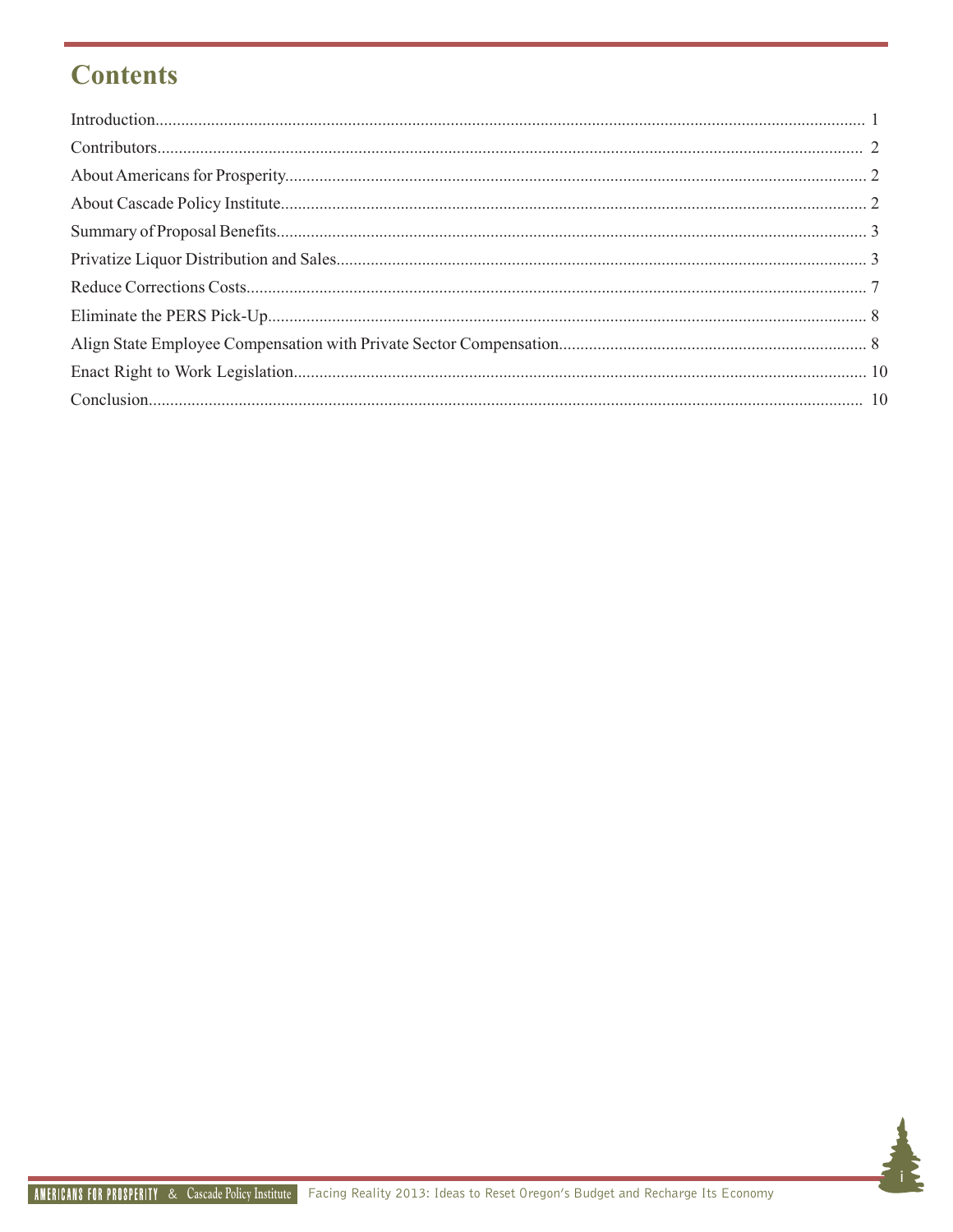# Contents

Introduction.................................................................................................................................................... 1

Contributors.................................................................................................................................................. 2

About Americans for Prosperity....................................................................................................................... 2

About Cascade Policy Institute........................................................................................................................ 2

Summary of Proposal Benefits......................................................................................................................... 3

Privatize Liquor Distribution and Sales........................................................................................................... 3

Reduce Corrections Costs............................................................................................................................... 7

Eliminate the PERS Pick-Up........................................................................................................................... 8

Align State Employee Compensation with Private Sector Compensation........................................................ 8

Enact Right to Work Legislation..................................................................................................................... 10

Conclusion.................................................................................................................................................... 10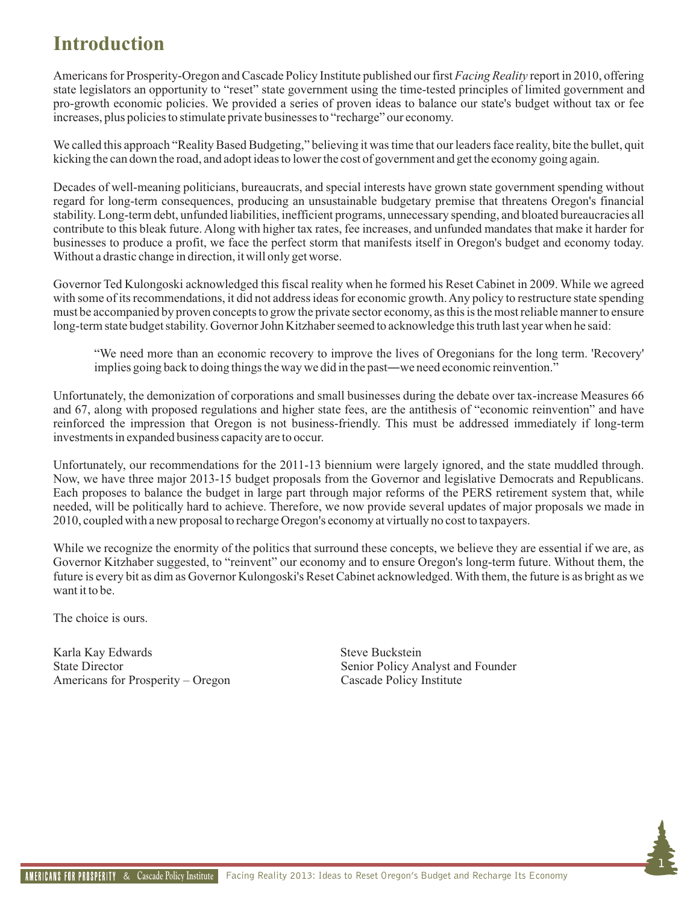# Introduction

Americans for Prosperity-Oregon and Cascade Policy Institute published our first *Facing Reality* report in 2010, offering state legislators an opportunity to "reset" state government using the time-tested principles of limited government and pro-growth economic policies. We provided a series of proven ideas to balance our state's budget without tax or fee increases, plus policies to stimulate private businesses to "recharge" our economy.

We called this approach "Reality Based Budgeting," believing it was time that our leaders face reality, bite the bullet, quit kicking the can down the road, and adopt ideas to lower the cost of government and get the economy going again.

Decades of well-meaning politicians, bureaucrats, and special interests have grown state government spending without regard for long-term consequences, producing an unsustainable budgetary premise that threatens Oregon's financial stability. Long-term debt, unfunded liabilities, inefficient programs, unnecessary spending, and bloated bureaucracies all contribute to this bleak future. Along with higher tax rates, fee increases, and unfunded mandates that make it harder for businesses to produce a profit, we face the perfect storm that manifests itself in Oregon's budget and economy today. Without a drastic change in direction, it will only get worse.

Governor Ted Kulongoski acknowledged this fiscal reality when he formed his Reset Cabinet in 2009. While we agreed with some of its recommendations, it did not address ideas for economic growth. Any policy to restructure state spending must be accompanied by proven concepts to grow the private sector economy, as this is the most reliable manner to ensure long-term state budget stability. Governor John Kitzhaber seemed to acknowledge this truth last year when he said:

> "We need more than an economic recovery to improve the lives of Oregonians for the long term. 'Recovery' implies going back to doing things the way we did in the past—we need economic reinvention."

Unfortunately, the demonization of corporations and small businesses during the debate over tax-increase Measures 66 and 67, along with proposed regulations and higher state fees, are the antithesis of "economic reinvention" and have reinforced the impression that Oregon is not business-friendly. This must be addressed immediately if long-term investments in expanded business capacity are to occur.

Unfortunately, our recommendations for the 2011-13 biennium were largely ignored, and the state muddled through. Now, we have three major 2013-15 budget proposals from the Governor and legislative Democrats and Republicans. Each proposes to balance the budget in large part through major reforms of the PERS retirement system that, while needed, will be politically hard to achieve. Therefore, we now provide several updates of major proposals we made in 2010, coupled with a new proposal to recharge Oregon's economy at virtually no cost to taxpayers.

While we recognize the enormity of the politics that surround these concepts, we believe they are essential if we are, as Governor Kitzhaber suggested, to "reinvent" our economy and to ensure Oregon's long-term future. Without them, the future is every bit as dim as Governor Kulongoski's Reset Cabinet acknowledged. With them, the future is as bright as we want it to be.

The choice is ours.

Karla Kay Edwards
State Director
Americans for Prosperity – Oregon

Steve Buckstein
Senior Policy Analyst and Founder
Cascade Policy Institute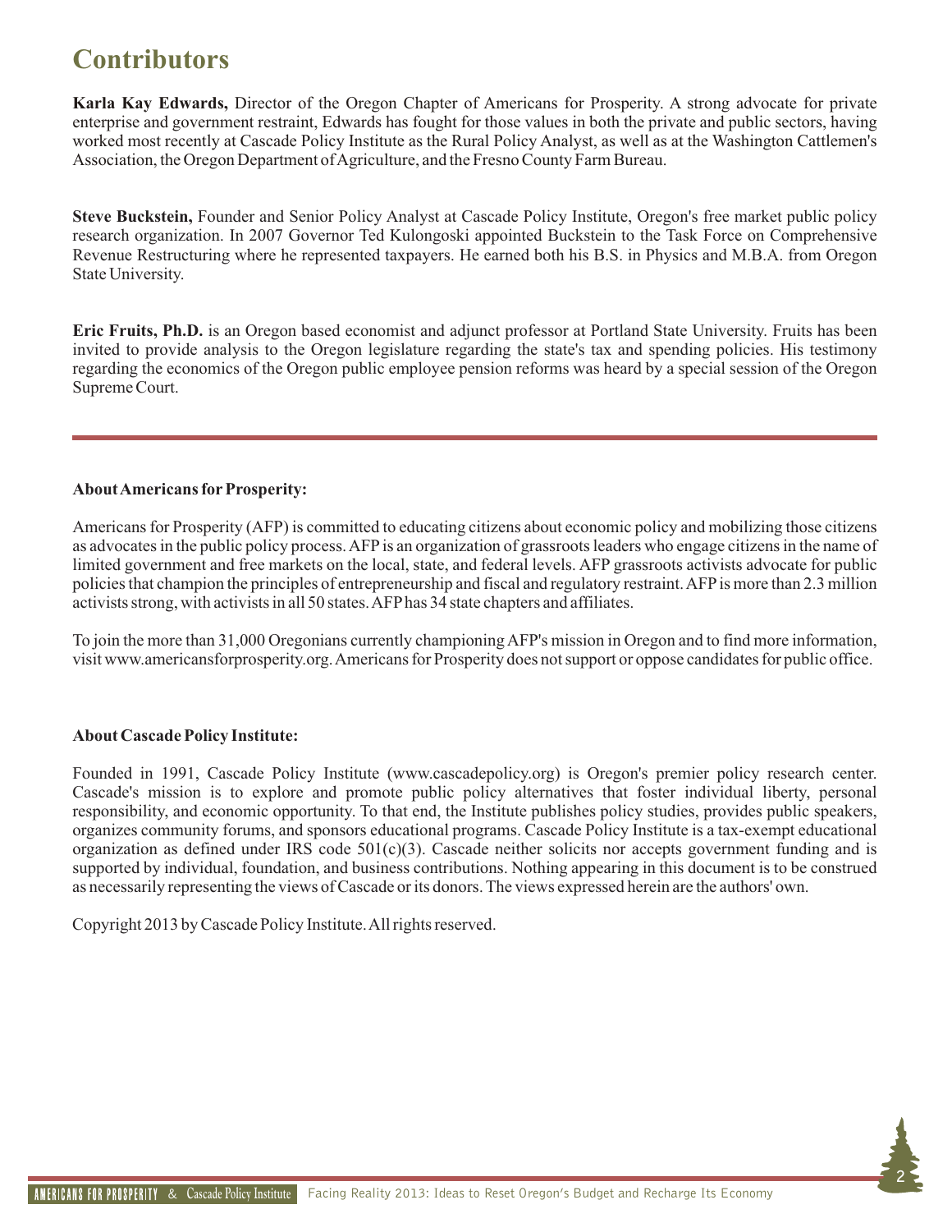# Contributors

**Karla Kay Edwards,** Director of the Oregon Chapter of Americans for Prosperity. A strong advocate for private enterprise and government restraint, Edwards has fought for those values in both the private and public sectors, having worked most recently at Cascade Policy Institute as the Rural Policy Analyst, as well as at the Washington Cattlemen's Association, the Oregon Department of Agriculture, and the Fresno County Farm Bureau.

**Steve Buckstein,** Founder and Senior Policy Analyst at Cascade Policy Institute, Oregon's free market public policy research organization. In 2007 Governor Ted Kulongoski appointed Buckstein to the Task Force on Comprehensive Revenue Restructuring where he represented taxpayers. He earned both his B.S. in Physics and M.B.A. from Oregon State University.

**Eric Fruits, Ph.D.** is an Oregon based economist and adjunct professor at Portland State University. Fruits has been invited to provide analysis to the Oregon legislature regarding the state's tax and spending policies. His testimony regarding the economics of the Oregon public employee pension reforms was heard by a special session of the Oregon Supreme Court.

---

**About Americans for Prosperity:**

Americans for Prosperity (AFP) is committed to educating citizens about economic policy and mobilizing those citizens as advocates in the public policy process. AFP is an organization of grassroots leaders who engage citizens in the name of limited government and free markets on the local, state, and federal levels. AFP grassroots activists advocate for public policies that champion the principles of entrepreneurship and fiscal and regulatory restraint. AFP is more than 2.3 million activists strong, with activists in all 50 states. AFP has 34 state chapters and affiliates.

To join the more than 31,000 Oregonians currently championing AFP's mission in Oregon and to find more information, visit www.americansforprosperity.org. Americans for Prosperity does not support or oppose candidates for public office.

**About Cascade Policy Institute:**

Founded in 1991, Cascade Policy Institute (www.cascadepolicy.org) is Oregon's premier policy research center. Cascade's mission is to explore and promote public policy alternatives that foster individual liberty, personal responsibility, and economic opportunity. To that end, the Institute publishes policy studies, provides public speakers, organizes community forums, and sponsors educational programs. Cascade Policy Institute is a tax-exempt educational organization as defined under IRS code 501(c)(3). Cascade neither solicits nor accepts government funding and is supported by individual, foundation, and business contributions. Nothing appearing in this document is to be construed as necessarily representing the views of Cascade or its donors. The views expressed herein are the authors' own.

Copyright 2013 by Cascade Policy Institute. All rights reserved.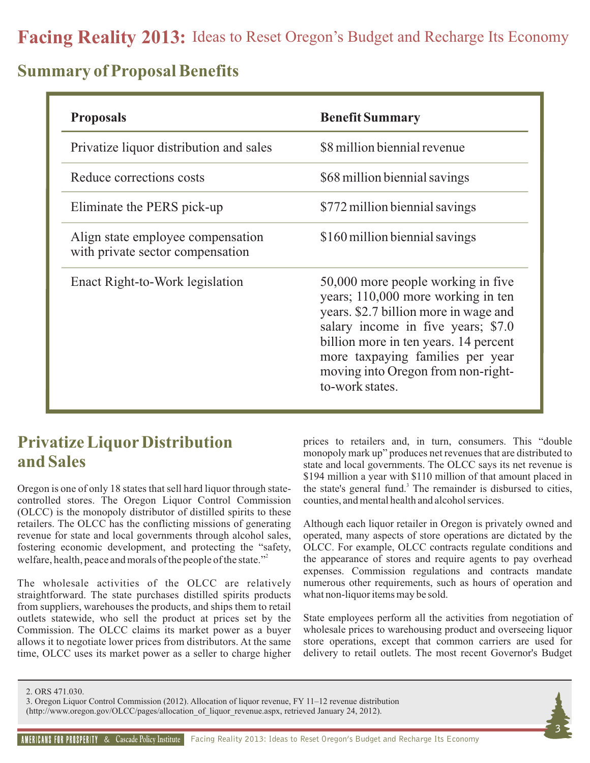## Summary of Proposal Benefits

| Proposals | Benefit Summary |
| --- | --- |
| Privatize liquor distribution and sales | $8 million biennial revenue |
| Reduce corrections costs | $68 million biennial savings |
| Eliminate the PERS pick-up | $772 million biennial savings |
| Align state employee compensation with private sector compensation | $160 million biennial savings |
| Enact Right-to-Work legislation | 50,000 more people working in five years; 110,000 more working in ten years. $2.7 billion more in wage and salary income in five years; $7.0 billion more in ten years. 14 percent more taxpaying families per year moving into Oregon from non-right-to-work states. |

## Privatize Liquor Distribution and Sales

Oregon is one of only 18 states that sell hard liquor through state-controlled stores. The Oregon Liquor Control Commission (OLCC) is the monopoly distributor of distilled spirits to these retailers. The OLCC has the conflicting missions of generating revenue for state and local governments through alcohol sales, fostering economic development, and protecting the "safety, welfare, health, peace and morals of the people of the state."[2]

The wholesale activities of the OLCC are relatively straightforward. The state purchases distilled spirits products from suppliers, warehouses the products, and ships them to retail outlets statewide, who sell the product at prices set by the Commission. The OLCC claims its market power as a buyer allows it to negotiate lower prices from distributors. At the same time, OLCC uses its market power as a seller to charge higher prices to retailers and, in turn, consumers. This "double monopoly mark up" produces net revenues that are distributed to state and local governments. The OLCC says its net revenue is $194 million a year with $110 million of that amount placed in the state's general fund.[3] The remainder is disbursed to cities, counties, and mental health and alcohol services.

Although each liquor retailer in Oregon is privately owned and operated, many aspects of store operations are dictated by the OLCC. For example, OLCC contracts regulate conditions and the appearance of stores and require agents to pay overhead expenses. Commission regulations and contracts mandate numerous other requirements, such as hours of operation and what non-liquor items may be sold.

State employees perform all the activities from negotiation of wholesale prices to warehousing product and overseeing liquor store operations, except that common carriers are used for delivery to retail outlets. The most recent Governor's Budget

2. ORS 471.030.
3. Oregon Liquor Control Commission (2012). Allocation of liquor revenue, FY 11–12 revenue distribution (http://www.oregon.gov/OLCC/pages/allocation_of_liquor_revenue.aspx, retrieved January 24, 2012).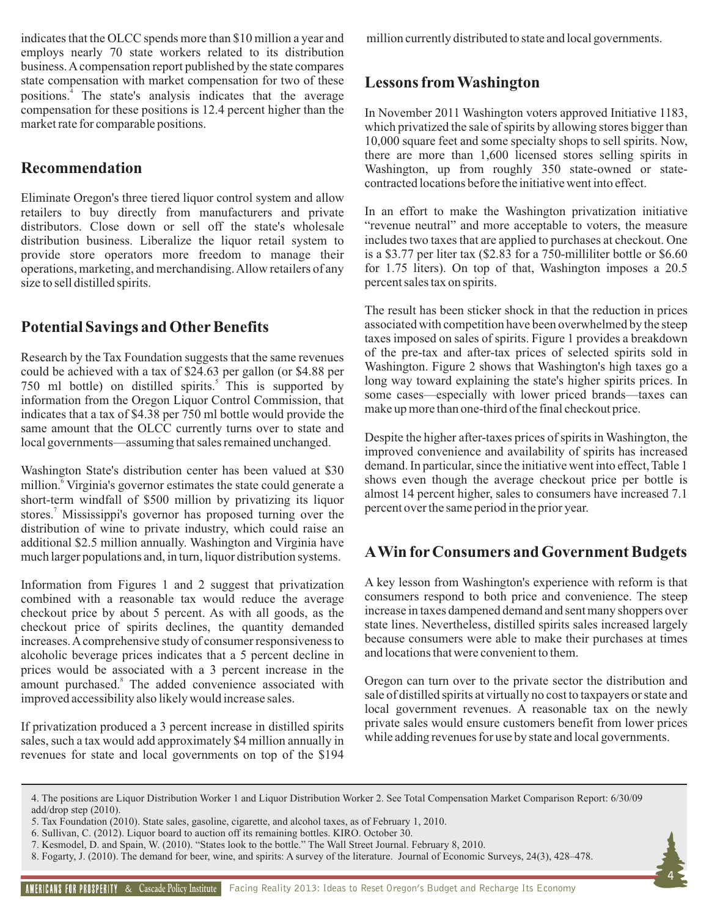indicates that the OLCC spends more than $10 million a year and employs nearly 70 state workers related to its distribution business. A compensation report published by the state compares state compensation with market compensation for two of these positions.[4] The state's analysis indicates that the average compensation for these positions is 12.4 percent higher than the market rate for comparable positions.

## Recommendation

Eliminate Oregon's three tiered liquor control system and allow retailers to buy directly from manufacturers and private distributors. Close down or sell off the state's wholesale distribution business. Liberalize the liquor retail system to provide store operators more freedom to manage their operations, marketing, and merchandising. Allow retailers of any size to sell distilled spirits.

## Potential Savings and Other Benefits

Research by the Tax Foundation suggests that the same revenues could be achieved with a tax of $24.63 per gallon (or $4.88 per 750 ml bottle) on distilled spirits.[5] This is supported by information from the Oregon Liquor Control Commission, that indicates that a tax of $4.38 per 750 ml bottle would provide the same amount that the OLCC currently turns over to state and local governments—assuming that sales remained unchanged.

Washington State's distribution center has been valued at $30 million.[6] Virginia's governor estimates the state could generate a short-term windfall of $500 million by privatizing its liquor stores.[7] Mississippi's governor has proposed turning over the distribution of wine to private industry, which could raise an additional $2.5 million annually. Washington and Virginia have much larger populations and, in turn, liquor distribution systems.

Information from Figures 1 and 2 suggest that privatization combined with a reasonable tax would reduce the average checkout price by about 5 percent. As with all goods, as the checkout price of spirits declines, the quantity demanded increases. A comprehensive study of consumer responsiveness to alcoholic beverage prices indicates that a 5 percent decline in prices would be associated with a 3 percent increase in the amount purchased.[8] The added convenience associated with improved accessibility also likely would increase sales.

If privatization produced a 3 percent increase in distilled spirits sales, such a tax would add approximately $4 million annually in revenues for state and local governments on top of the $194 million currently distributed to state and local governments.

## Lessons from Washington

In November 2011 Washington voters approved Initiative 1183, which privatized the sale of spirits by allowing stores bigger than 10,000 square feet and some specialty shops to sell spirits. Now, there are more than 1,600 licensed stores selling spirits in Washington, up from roughly 350 state-owned or state-contracted locations before the initiative went into effect.

In an effort to make the Washington privatization initiative "revenue neutral" and more acceptable to voters, the measure includes two taxes that are applied to purchases at checkout. One is a $3.77 per liter tax ($2.83 for a 750-milliliter bottle or $6.60 for 1.75 liters). On top of that, Washington imposes a 20.5 percent sales tax on spirits.

The result has been sticker shock in that the reduction in prices associated with competition have been overwhelmed by the steep taxes imposed on sales of spirits. Figure 1 provides a breakdown of the pre-tax and after-tax prices of selected spirits sold in Washington. Figure 2 shows that Washington's high taxes go a long way toward explaining the state's higher spirits prices. In some cases—especially with lower priced brands—taxes can make up more than one-third of the final checkout price.

Despite the higher after-taxes prices of spirits in Washington, the improved convenience and availability of spirits has increased demand. In particular, since the initiative went into effect, Table 1 shows even though the average checkout price per bottle is almost 14 percent higher, sales to consumers have increased 7.1 percent over the same period in the prior year.

## A Win for Consumers and Government Budgets

A key lesson from Washington's experience with reform is that consumers respond to both price and convenience. The steep increase in taxes dampened demand and sent many shoppers over state lines. Nevertheless, distilled spirits sales increased largely because consumers were able to make their purchases at times and locations that were convenient to them.

Oregon can turn over to the private sector the distribution and sale of distilled spirits at virtually no cost to taxpayers or state and local government revenues. A reasonable tax on the newly private sales would ensure customers benefit from lower prices while adding revenues for use by state and local governments.

---

4. The positions are Liquor Distribution Worker 1 and Liquor Distribution Worker 2. See Total Compensation Market Comparison Report: 6/30/09 add/drop step (2010).
5. Tax Foundation (2010). State sales, gasoline, cigarette, and alcohol taxes, as of February 1, 2010.
6. Sullivan, C. (2012). Liquor board to auction off its remaining bottles. KIRO. October 30.
7. Kesmodel, D. and Spain, W. (2010). "States look to the bottle." The Wall Street Journal. February 8, 2010.
8. Fogarty, J. (2010). The demand for beer, wine, and spirits: A survey of the literature. Journal of Economic Surveys, 24(3), 428–478.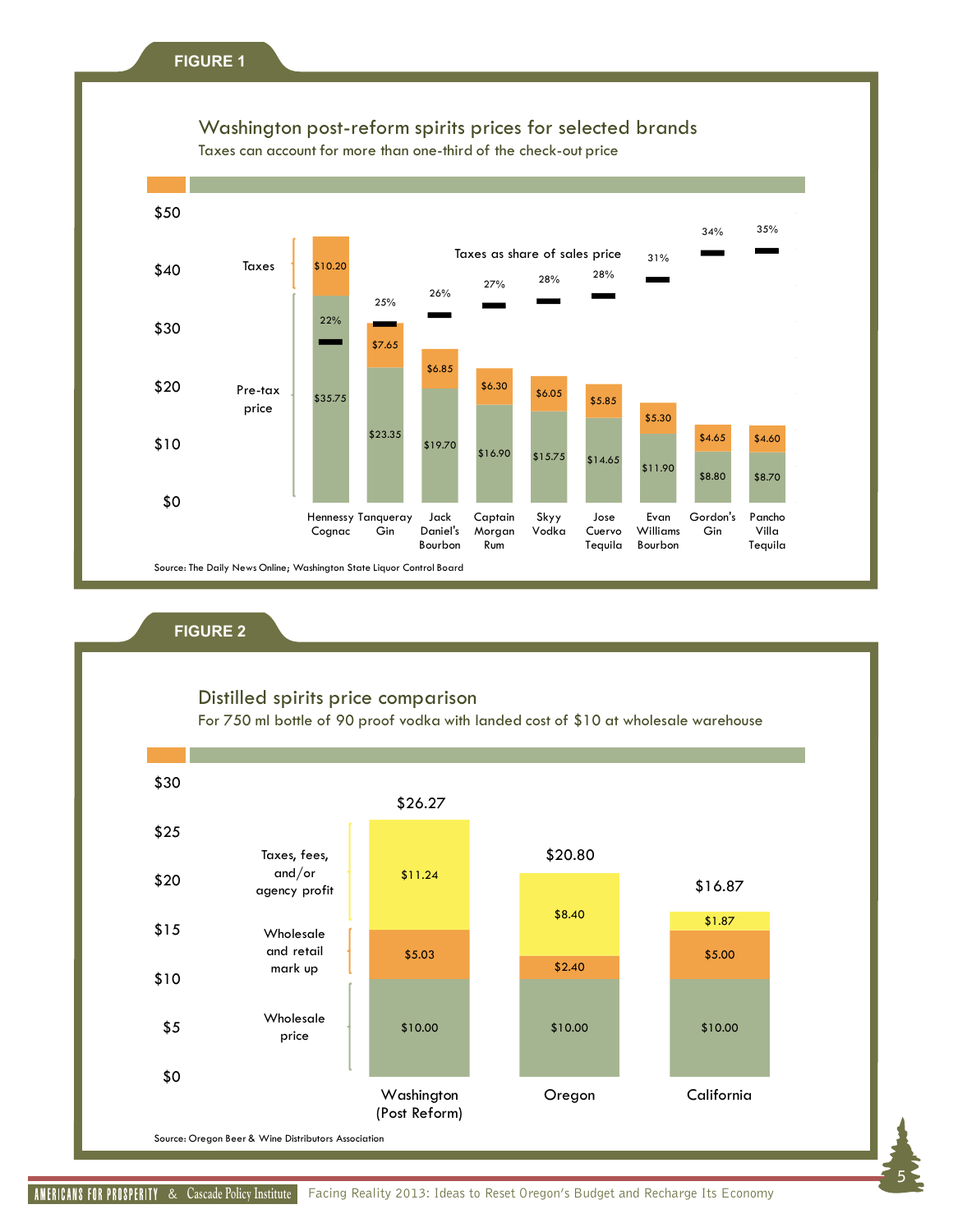## FIGURE 1

### Washington post-reform spirits prices for selected brands

Taxes can account for more than one-third of the check-out price

| Brand | Pre-tax price | Taxes | Taxes as share of sales price |
|---|---|---|---|
| Hennessy Cognac | $35.75 | $10.20 | 22% |
| Tanqueray Gin | $23.35 | $7.65 | 25% |
| Jack Daniel's Bourbon | $19.70 | $6.85 | 26% |
| Captain Morgan Rum | $16.90 | $6.30 | 27% |
| Skyy Vodka | $15.75 | $6.05 | 28% |
| Jose Cuervo Tequila | $14.65 | $5.85 | 28% |
| Evan Williams Bourbon | $11.90 | $5.30 | 31% |
| Gordon's Gin | $8.80 | $4.65 | 34% |
| Pancho Villa Tequila | $8.70 | $4.60 | 35% |

Source: The Daily News Online; Washington State Liquor Control Board

## FIGURE 2

### Distilled spirits price comparison

For 750 ml bottle of 90 proof vodka with landed cost of $10 at wholesale warehouse

| | Washington (Post Reform) | Oregon | California |
|---|---|---|---|
| Wholesale price | $10.00 | $10.00 | $10.00 |
| Wholesale and retail mark up | $5.03 | $2.40 | $5.00 |
| Taxes, fees, and/or agency profit | $11.24 | $8.40 | $1.87 |
| Total | $26.27 | $20.80 | $16.87 |

Source: Oregon Beer & Wine Distributors Association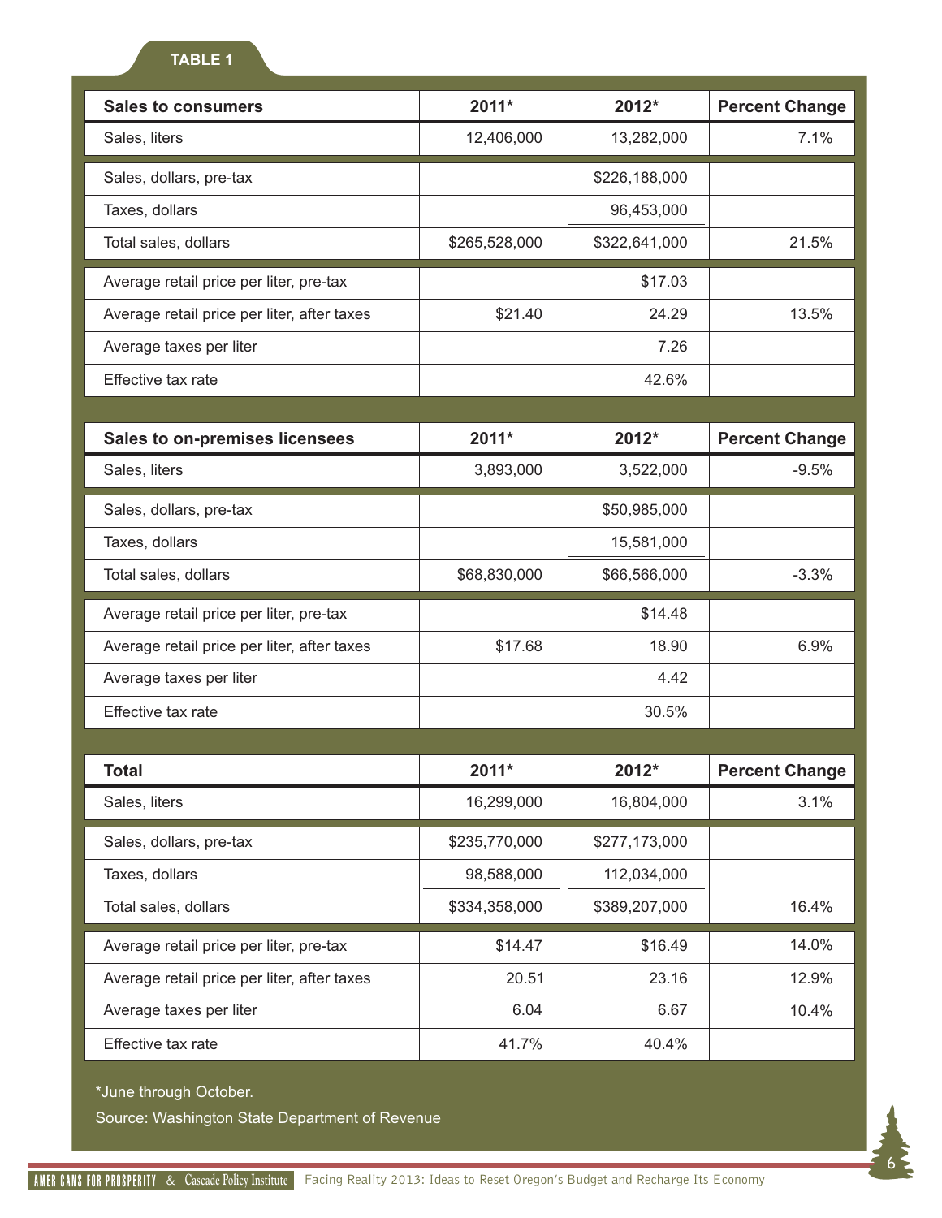TABLE 1

| Sales to consumers | 2011* | 2012* | Percent Change |
|---|---|---|---|
| Sales, liters | 12,406,000 | 13,282,000 | 7.1% |
| Sales, dollars, pre-tax | | $226,188,000 | |
| Taxes, dollars | | 96,453,000 | |
| Total sales, dollars | $265,528,000 | $322,641,000 | 21.5% |
| Average retail price per liter, pre-tax | | $17.03 | |
| Average retail price per liter, after taxes | $21.40 | 24.29 | 13.5% |
| Average taxes per liter | | 7.26 | |
| Effective tax rate | | 42.6% | |

| Sales to on-premises licensees | 2011* | 2012* | Percent Change |
|---|---|---|---|
| Sales, liters | 3,893,000 | 3,522,000 | -9.5% |
| Sales, dollars, pre-tax | | $50,985,000 | |
| Taxes, dollars | | 15,581,000 | |
| Total sales, dollars | $68,830,000 | $66,566,000 | -3.3% |
| Average retail price per liter, pre-tax | | $14.48 | |
| Average retail price per liter, after taxes | $17.68 | 18.90 | 6.9% |
| Average taxes per liter | | 4.42 | |
| Effective tax rate | | 30.5% | |

| Total | 2011* | 2012* | Percent Change |
|---|---|---|---|
| Sales, liters | 16,299,000 | 16,804,000 | 3.1% |
| Sales, dollars, pre-tax | $235,770,000 | $277,173,000 | |
| Taxes, dollars | 98,588,000 | 112,034,000 | |
| Total sales, dollars | $334,358,000 | $389,207,000 | 16.4% |
| Average retail price per liter, pre-tax | $14.47 | $16.49 | 14.0% |
| Average retail price per liter, after taxes | 20.51 | 23.16 | 12.9% |
| Average taxes per liter | 6.04 | 6.67 | 10.4% |
| Effective tax rate | 41.7% | 40.4% | |

*June through October.

Source: Washington State Department of Revenue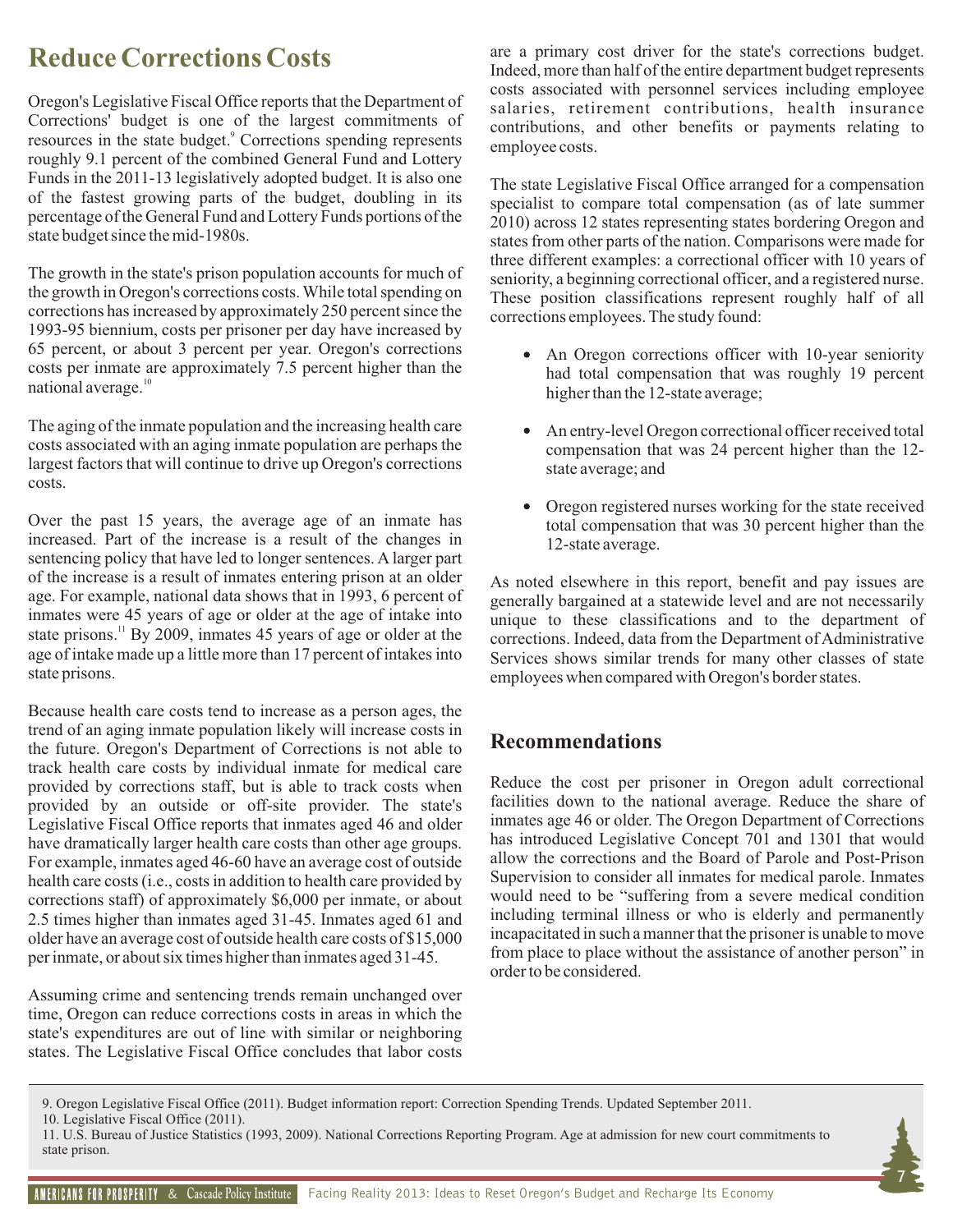# Reduce Corrections Costs

Oregon's Legislative Fiscal Office reports that the Department of Corrections' budget is one of the largest commitments of resources in the state budget.[9] Corrections spending represents roughly 9.1 percent of the combined General Fund and Lottery Funds in the 2011-13 legislatively adopted budget. It is also one of the fastest growing parts of the budget, doubling in its percentage of the General Fund and Lottery Funds portions of the state budget since the mid-1980s.

The growth in the state's prison population accounts for much of the growth in Oregon's corrections costs. While total spending on corrections has increased by approximately 250 percent since the 1993-95 biennium, costs per prisoner per day have increased by 65 percent, or about 3 percent per year. Oregon's corrections costs per inmate are approximately 7.5 percent higher than the national average.[10]

The aging of the inmate population and the increasing health care costs associated with an aging inmate population are perhaps the largest factors that will continue to drive up Oregon's corrections costs.

Over the past 15 years, the average age of an inmate has increased. Part of the increase is a result of the changes in sentencing policy that have led to longer sentences. A larger part of the increase is a result of inmates entering prison at an older age. For example, national data shows that in 1993, 6 percent of inmates were 45 years of age or older at the age of intake into state prisons.[11] By 2009, inmates 45 years of age or older at the age of intake made up a little more than 17 percent of intakes into state prisons.

Because health care costs tend to increase as a person ages, the trend of an aging inmate population likely will increase costs in the future. Oregon's Department of Corrections is not able to track health care costs by individual inmate for medical care provided by corrections staff, but is able to track costs when provided by an outside or off-site provider. The state's Legislative Fiscal Office reports that inmates aged 46 and older have dramatically larger health care costs than other age groups. For example, inmates aged 46-60 have an average cost of outside health care costs (i.e., costs in addition to health care provided by corrections staff) of approximately $6,000 per inmate, or about 2.5 times higher than inmates aged 31-45. Inmates aged 61 and older have an average cost of outside health care costs of $15,000 per inmate, or about six times higher than inmates aged 31-45.

Assuming crime and sentencing trends remain unchanged over time, Oregon can reduce corrections costs in areas in which the state's expenditures are out of line with similar or neighboring states. The Legislative Fiscal Office concludes that labor costs are a primary cost driver for the state's corrections budget. Indeed, more than half of the entire department budget represents costs associated with personnel services including employee salaries, retirement contributions, health insurance contributions, and other benefits or payments relating to employee costs.

The state Legislative Fiscal Office arranged for a compensation specialist to compare total compensation (as of late summer 2010) across 12 states representing states bordering Oregon and states from other parts of the nation. Comparisons were made for three different examples: a correctional officer with 10 years of seniority, a beginning correctional officer, and a registered nurse. These position classifications represent roughly half of all corrections employees. The study found:

- An Oregon corrections officer with 10-year seniority had total compensation that was roughly 19 percent higher than the 12-state average;
- An entry-level Oregon correctional officer received total compensation that was 24 percent higher than the 12-state average; and
- Oregon registered nurses working for the state received total compensation that was 30 percent higher than the 12-state average.

As noted elsewhere in this report, benefit and pay issues are generally bargained at a statewide level and are not necessarily unique to these classifications and to the department of corrections. Indeed, data from the Department of Administrative Services shows similar trends for many other classes of state employees when compared with Oregon's border states.

## Recommendations

Reduce the cost per prisoner in Oregon adult correctional facilities down to the national average. Reduce the share of inmates age 46 or older. The Oregon Department of Corrections has introduced Legislative Concept 701 and 1301 that would allow the corrections and the Board of Parole and Post-Prison Supervision to consider all inmates for medical parole. Inmates would need to be "suffering from a severe medical condition including terminal illness or who is elderly and permanently incapacitated in such a manner that the prisoner is unable to move from place to place without the assistance of another person" in order to be considered.

9. Oregon Legislative Fiscal Office (2011). Budget information report: Correction Spending Trends. Updated September 2011.
10. Legislative Fiscal Office (2011).
11. U.S. Bureau of Justice Statistics (1993, 2009). National Corrections Reporting Program. Age at admission for new court commitments to state prison.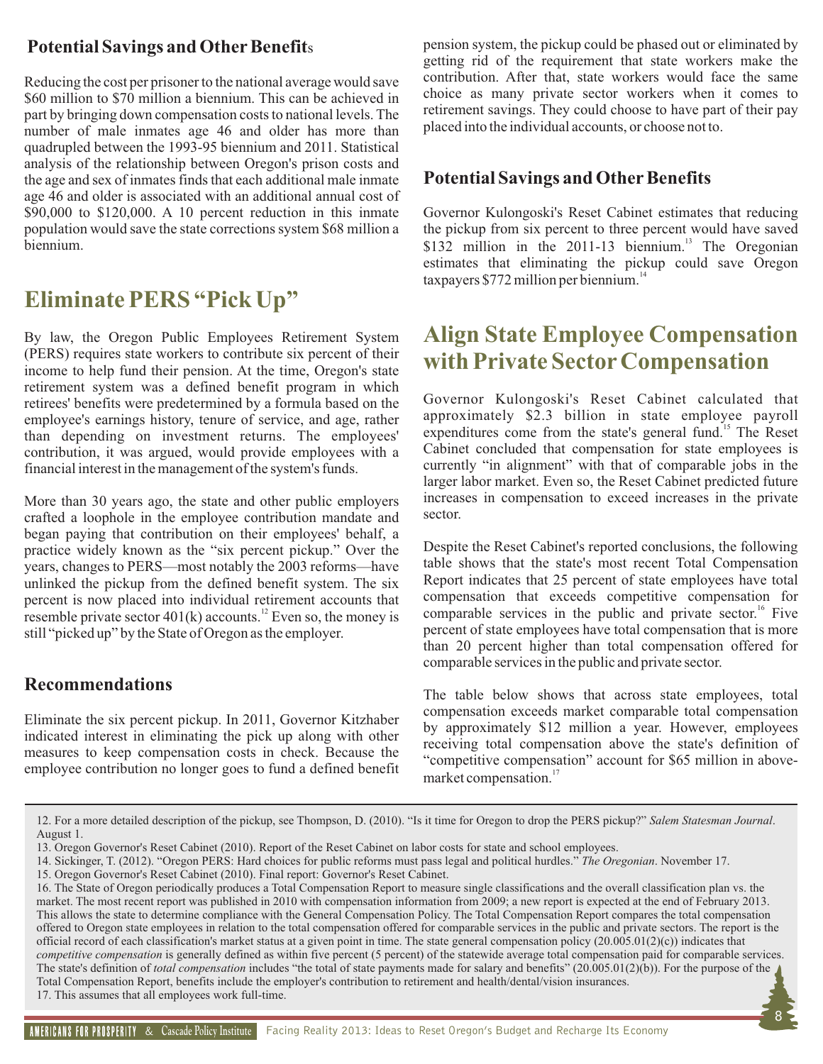### Potential Savings and Other Benefits

Reducing the cost per prisoner to the national average would save \$60 million to \$70 million a biennium. This can be achieved in part by bringing down compensation costs to national levels. The number of male inmates age 46 and older has more than quadrupled between the 1993-95 biennium and 2011. Statistical analysis of the relationship between Oregon's prison costs and the age and sex of inmates finds that each additional male inmate age 46 and older is associated with an additional annual cost of \$90,000 to \$120,000. A 10 percent reduction in this inmate population would save the state corrections system \$68 million a biennium.

## Eliminate PERS "Pick Up"

By law, the Oregon Public Employees Retirement System (PERS) requires state workers to contribute six percent of their income to help fund their pension. At the time, Oregon's state retirement system was a defined benefit program in which retirees' benefits were predetermined by a formula based on the employee's earnings history, tenure of service, and age, rather than depending on investment returns. The employees' contribution, it was argued, would provide employees with a financial interest in the management of the system's funds.

More than 30 years ago, the state and other public employers crafted a loophole in the employee contribution mandate and began paying that contribution on their employees' behalf, a practice widely known as the "six percent pickup." Over the years, changes to PERS—most notably the 2003 reforms—have unlinked the pickup from the defined benefit system. The six percent is now placed into individual retirement accounts that resemble private sector 401(k) accounts.[12] Even so, the money is still "picked up" by the State of Oregon as the employer.

### Recommendations

Eliminate the six percent pickup. In 2011, Governor Kitzhaber indicated interest in eliminating the pick up along with other measures to keep compensation costs in check. Because the employee contribution no longer goes to fund a defined benefit pension system, the pickup could be phased out or eliminated by getting rid of the requirement that state workers make the contribution. After that, state workers would face the same choice as many private sector workers when it comes to retirement savings. They could choose to have part of their pay placed into the individual accounts, or choose not to.

### Potential Savings and Other Benefits

Governor Kulongoski's Reset Cabinet estimates that reducing the pickup from six percent to three percent would have saved \$132 million in the 2011-13 biennium.[13] The Oregonian estimates that eliminating the pickup could save Oregon taxpayers \$772 million per biennium.[14]

## Align State Employee Compensation with Private Sector Compensation

Governor Kulongoski's Reset Cabinet calculated that approximately \$2.3 billion in state employee payroll expenditures come from the state's general fund.[15] The Reset Cabinet concluded that compensation for state employees is currently "in alignment" with that of comparable jobs in the larger labor market. Even so, the Reset Cabinet predicted future increases in compensation to exceed increases in the private sector.

Despite the Reset Cabinet's reported conclusions, the following table shows that the state's most recent Total Compensation Report indicates that 25 percent of state employees have total compensation that exceeds competitive compensation for comparable services in the public and private sector.[16] Five percent of state employees have total compensation that is more than 20 percent higher than total compensation offered for comparable services in the public and private sector.

The table below shows that across state employees, total compensation exceeds market comparable total compensation by approximately \$12 million a year. However, employees receiving total compensation above the state's definition of "competitive compensation" account for \$65 million in above-market compensation.[17]

---

12. For a more detailed description of the pickup, see Thompson, D. (2010). "Is it time for Oregon to drop the PERS pickup?" *Salem Statesman Journal*. August 1.
13. Oregon Governor's Reset Cabinet (2010). Report of the Reset Cabinet on labor costs for state and school employees.
14. Sickinger, T. (2012). "Oregon PERS: Hard choices for public reforms must pass legal and political hurdles." *The Oregonian*. November 17.
15. Oregon Governor's Reset Cabinet (2010). Final report: Governor's Reset Cabinet.
16. The State of Oregon periodically produces a Total Compensation Report to measure single classifications and the overall classification plan vs. the market. The most recent report was published in 2010 with compensation information from 2009; a new report is expected at the end of February 2013. This allows the state to determine compliance with the General Compensation Policy. The Total Compensation Report compares the total compensation offered to Oregon state employees in relation to the total compensation offered for comparable services in the public and private sectors. The report is the official record of each classification's market status at a given point in time. The state general compensation policy (20.005.01(2)(c)) indicates that *competitive compensation* is generally defined as within five percent (5 percent) of the statewide average total compensation paid for comparable services. The state's definition of *total compensation* includes "the total of state payments made for salary and benefits" (20.005.01(2)(b)). For the purpose of the Total Compensation Report, benefits include the employer's contribution to retirement and health/dental/vision insurances.
17. This assumes that all employees work full-time.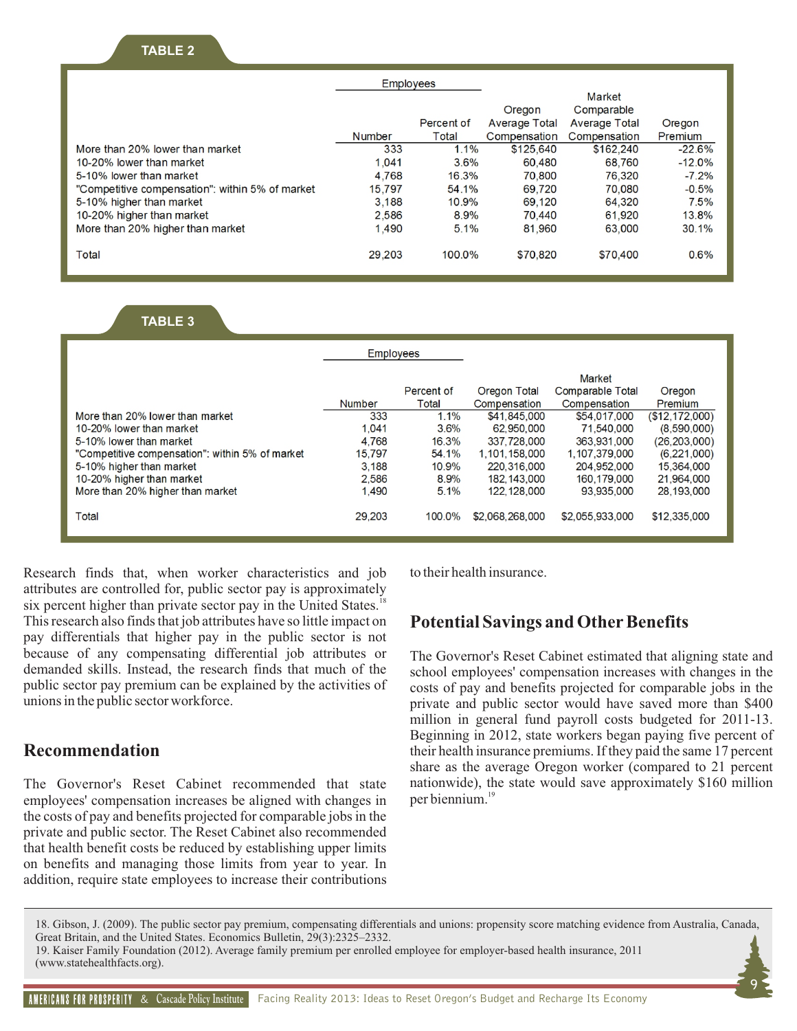**TABLE 2**

| | Employees | | | | |
|---|---|---|---|---|---|
| | Number | Percent of Total | Oregon Average Total Compensation | Market Comparable Average Total Compensation | Oregon Premium |
| More than 20% lower than market | 333 | 1.1% | $125,640 | $162,240 | -22.6% |
| 10-20% lower than market | 1,041 | 3.6% | 60,480 | 68,760 | -12.0% |
| 5-10% lower than market | 4,768 | 16.3% | 70,800 | 76,320 | -7.2% |
| "Competitive compensation": within 5% of market | 15,797 | 54.1% | 69,720 | 70,080 | -0.5% |
| 5-10% higher than market | 3,188 | 10.9% | 69,120 | 64,320 | 7.5% |
| 10-20% higher than market | 2,586 | 8.9% | 70,440 | 61,920 | 13.8% |
| More than 20% higher than market | 1,490 | 5.1% | 81,960 | 63,000 | 30.1% |
| Total | 29,203 | 100.0% | $70,820 | $70,400 | 0.6% |

**TABLE 3**

| | Employees | | | | |
|---|---|---|---|---|---|
| | Number | Percent of Total | Oregon Total Compensation | Market Comparable Total Compensation | Oregon Premium |
| More than 20% lower than market | 333 | 1.1% | $41,845,000 | $54,017,000 | ($12,172,000) |
| 10-20% lower than market | 1,041 | 3.6% | 62,950,000 | 71,540,000 | (8,590,000) |
| 5-10% lower than market | 4,768 | 16.3% | 337,728,000 | 363,931,000 | (26,203,000) |
| "Competitive compensation": within 5% of market | 15,797 | 54.1% | 1,101,158,000 | 1,107,379,000 | (6,221,000) |
| 5-10% higher than market | 3,188 | 10.9% | 220,316,000 | 204,952,000 | 15,364,000 |
| 10-20% higher than market | 2,586 | 8.9% | 182,143,000 | 160,179,000 | 21,964,000 |
| More than 20% higher than market | 1,490 | 5.1% | 122,128,000 | 93,935,000 | 28,193,000 |
| Total | 29,203 | 100.0% | $2,068,268,000 | $2,055,933,000 | $12,335,000 |

Research finds that, when worker characteristics and job attributes are controlled for, public sector pay is approximately six percent higher than private sector pay in the United States.[18] This research also finds that job attributes have so little impact on pay differentials that higher pay in the public sector is not because of any compensating differential job attributes or demanded skills. Instead, the research finds that much of the public sector pay premium can be explained by the activities of unions in the public sector workforce.

## Recommendation

The Governor's Reset Cabinet recommended that state employees' compensation increases be aligned with changes in the costs of pay and benefits projected for comparable jobs in the private and public sector. The Reset Cabinet also recommended that health benefit costs be reduced by establishing upper limits on benefits and managing those limits from year to year. In addition, require state employees to increase their contributions to their health insurance.

## Potential Savings and Other Benefits

The Governor's Reset Cabinet estimated that aligning state and school employees' compensation increases with changes in the costs of pay and benefits projected for comparable jobs in the private and public sector would have saved more than $400 million in general fund payroll costs budgeted for 2011-13. Beginning in 2012, state workers began paying five percent of their health insurance premiums. If they paid the same 17 percent share as the average Oregon worker (compared to 21 percent nationwide), the state would save approximately $160 million per biennium.[19]

18. Gibson, J. (2009). The public sector pay premium, compensating differentials and unions: propensity score matching evidence from Australia, Canada, Great Britain, and the United States. Economics Bulletin, 29(3):2325–2332.

19. Kaiser Family Foundation (2012). Average family premium per enrolled employee for employer-based health insurance, 2011 (www.statehealthfacts.org).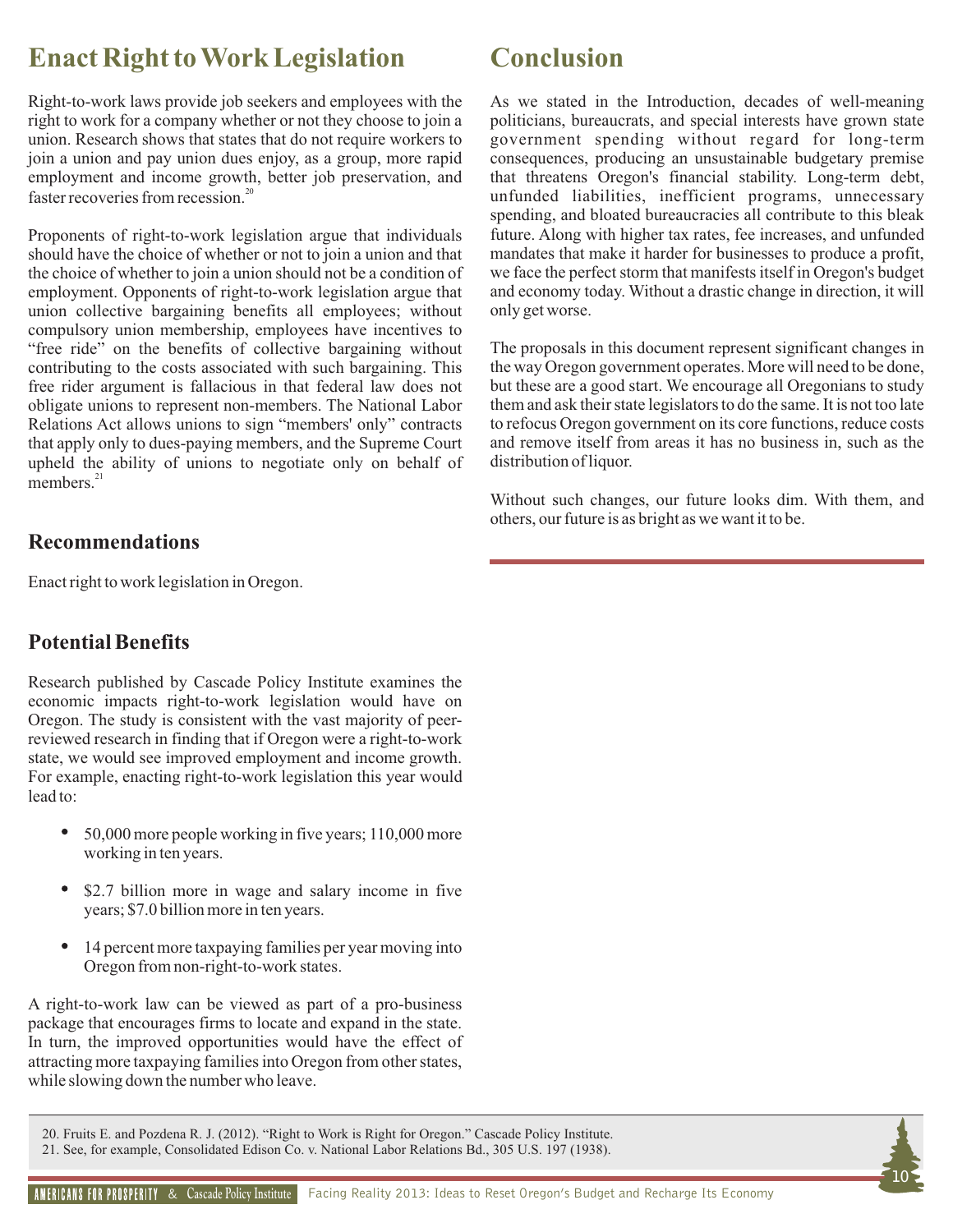## Enact Right to Work Legislation

Right-to-work laws provide job seekers and employees with the right to work for a company whether or not they choose to join a union. Research shows that states that do not require workers to join a union and pay union dues enjoy, as a group, more rapid employment and income growth, better job preservation, and faster recoveries from recession.[20]

Proponents of right-to-work legislation argue that individuals should have the choice of whether or not to join a union and that the choice of whether to join a union should not be a condition of employment. Opponents of right-to-work legislation argue that union collective bargaining benefits all employees; without compulsory union membership, employees have incentives to "free ride" on the benefits of collective bargaining without contributing to the costs associated with such bargaining. This free rider argument is fallacious in that federal law does not obligate unions to represent non-members. The National Labor Relations Act allows unions to sign "members' only" contracts that apply only to dues-paying members, and the Supreme Court upheld the ability of unions to negotiate only on behalf of members.[21]

### Recommendations

Enact right to work legislation in Oregon.

### Potential Benefits

Research published by Cascade Policy Institute examines the economic impacts right-to-work legislation would have on Oregon. The study is consistent with the vast majority of peer-reviewed research in finding that if Oregon were a right-to-work state, we would see improved employment and income growth. For example, enacting right-to-work legislation this year would lead to:

- 50,000 more people working in five years; 110,000 more working in ten years.
- $2.7 billion more in wage and salary income in five years; $7.0 billion more in ten years.
- 14 percent more taxpaying families per year moving into Oregon from non-right-to-work states.

A right-to-work law can be viewed as part of a pro-business package that encourages firms to locate and expand in the state. In turn, the improved opportunities would have the effect of attracting more taxpaying families into Oregon from other states, while slowing down the number who leave.

## Conclusion

As we stated in the Introduction, decades of well-meaning politicians, bureaucrats, and special interests have grown state government spending without regard for long-term consequences, producing an unsustainable budgetary premise that threatens Oregon's financial stability. Long-term debt, unfunded liabilities, inefficient programs, unnecessary spending, and bloated bureaucracies all contribute to this bleak future. Along with higher tax rates, fee increases, and unfunded mandates that make it harder for businesses to produce a profit, we face the perfect storm that manifests itself in Oregon's budget and economy today. Without a drastic change in direction, it will only get worse.

The proposals in this document represent significant changes in the way Oregon government operates. More will need to be done, but these are a good start. We encourage all Oregonians to study them and ask their state legislators to do the same. It is not too late to refocus Oregon government on its core functions, reduce costs and remove itself from areas it has no business in, such as the distribution of liquor.

Without such changes, our future looks dim. With them, and others, our future is as bright as we want it to be.

---

20. Fruits E. and Pozdena R. J. (2012). "Right to Work is Right for Oregon." Cascade Policy Institute.
21. See, for example, Consolidated Edison Co. v. National Labor Relations Bd., 305 U.S. 197 (1938).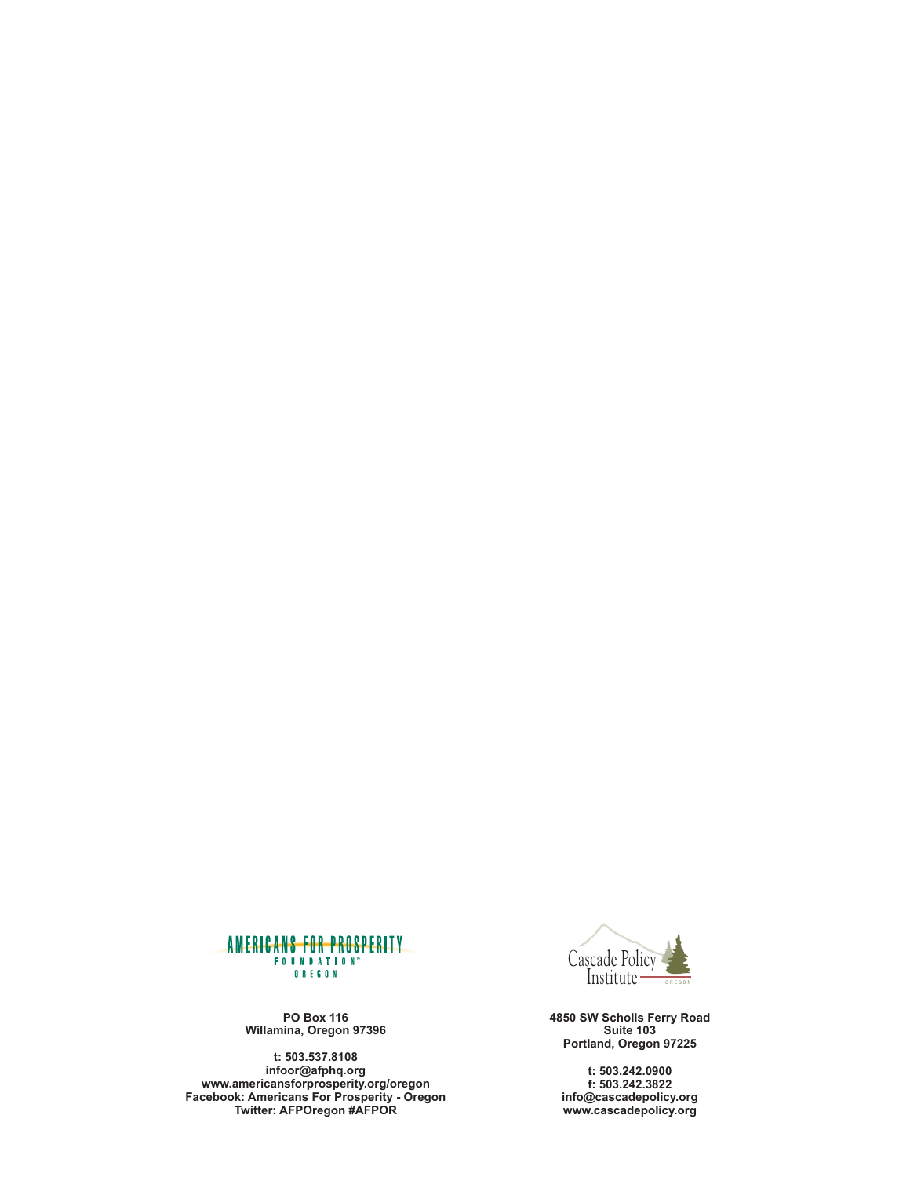AMERICANS FOR PROSPERITY
FOUNDATION™
OREGON

**PO Box 116**
**Willamina, Oregon 97396**

**t: 503.537.8108**
**infoor@afphq.org**
**www.americansforprosperity.org/oregon**
**Facebook: Americans For Prosperity - Oregon**
**Twitter: AFPOregon #AFPOR**

Cascade Policy Institute
OREGON

**4850 SW Scholls Ferry Road**
**Suite 103**
**Portland, Oregon 97225**

**t: 503.242.0900**
**f: 503.242.3822**
**info@cascadepolicy.org**
**www.cascadepolicy.org**